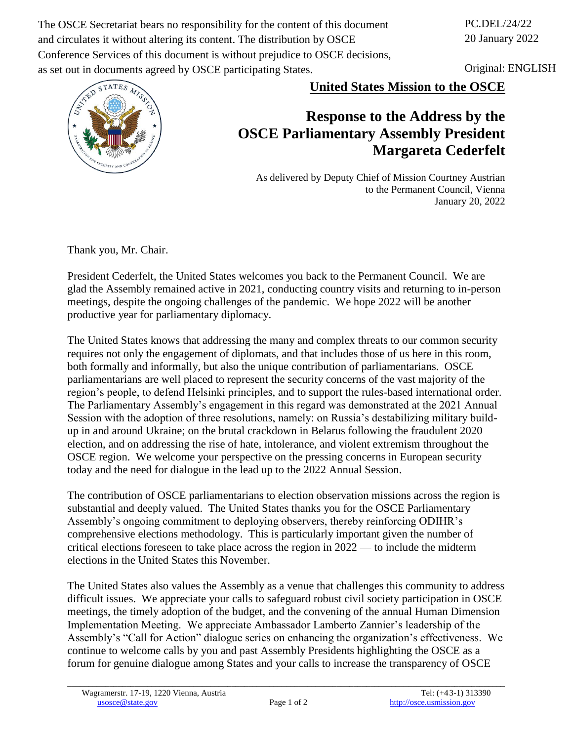The OSCE Secretariat bears no responsibility for the content of this document and circulates it without altering its content. The distribution by OSCE Conference Services of this document is without prejudice to OSCE decisions, as set out in documents agreed by OSCE participating States.

PC.DEL/24/22
20 January 2022

Original: ENGLISH

**United States Mission to the OSCE**

# Response to the Address by the OSCE Parliamentary Assembly President Margareta Cederfelt

As delivered by Deputy Chief of Mission Courtney Austrian
to the Permanent Council, Vienna
January 20, 2022

Thank you, Mr. Chair.

President Cederfelt, the United States welcomes you back to the Permanent Council. We are glad the Assembly remained active in 2021, conducting country visits and returning to in-person meetings, despite the ongoing challenges of the pandemic. We hope 2022 will be another productive year for parliamentary diplomacy.

The United States knows that addressing the many and complex threats to our common security requires not only the engagement of diplomats, and that includes those of us here in this room, both formally and informally, but also the unique contribution of parliamentarians. OSCE parliamentarians are well placed to represent the security concerns of the vast majority of the region's people, to defend Helsinki principles, and to support the rules-based international order. The Parliamentary Assembly's engagement in this regard was demonstrated at the 2021 Annual Session with the adoption of three resolutions, namely: on Russia's destabilizing military build-up in and around Ukraine; on the brutal crackdown in Belarus following the fraudulent 2020 election, and on addressing the rise of hate, intolerance, and violent extremism throughout the OSCE region. We welcome your perspective on the pressing concerns in European security today and the need for dialogue in the lead up to the 2022 Annual Session.

The contribution of OSCE parliamentarians to election observation missions across the region is substantial and deeply valued. The United States thanks you for the OSCE Parliamentary Assembly's ongoing commitment to deploying observers, thereby reinforcing ODIHR's comprehensive elections methodology. This is particularly important given the number of critical elections foreseen to take place across the region in 2022 — to include the midterm elections in the United States this November.

The United States also values the Assembly as a venue that challenges this community to address difficult issues. We appreciate your calls to safeguard robust civil society participation in OSCE meetings, the timely adoption of the budget, and the convening of the annual Human Dimension Implementation Meeting. We appreciate Ambassador Lamberto Zannier's leadership of the Assembly's "Call for Action" dialogue series on enhancing the organization's effectiveness. We continue to welcome calls by you and past Assembly Presidents highlighting the OSCE as a forum for genuine dialogue among States and your calls to increase the transparency of OSCE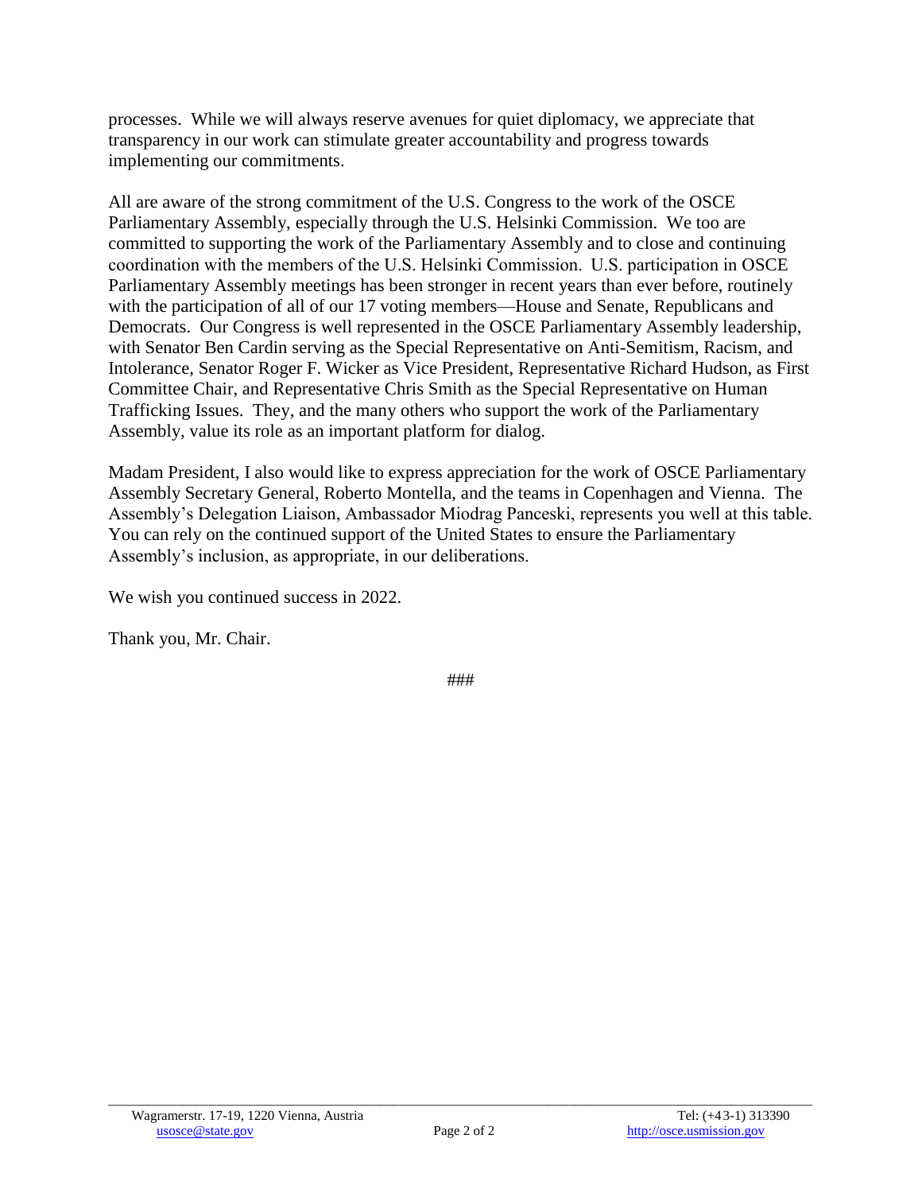processes. While we will always reserve avenues for quiet diplomacy, we appreciate that transparency in our work can stimulate greater accountability and progress towards implementing our commitments.

All are aware of the strong commitment of the U.S. Congress to the work of the OSCE Parliamentary Assembly, especially through the U.S. Helsinki Commission. We too are committed to supporting the work of the Parliamentary Assembly and to close and continuing coordination with the members of the U.S. Helsinki Commission. U.S. participation in OSCE Parliamentary Assembly meetings has been stronger in recent years than ever before, routinely with the participation of all of our 17 voting members—House and Senate, Republicans and Democrats. Our Congress is well represented in the OSCE Parliamentary Assembly leadership, with Senator Ben Cardin serving as the Special Representative on Anti-Semitism, Racism, and Intolerance, Senator Roger F. Wicker as Vice President, Representative Richard Hudson, as First Committee Chair, and Representative Chris Smith as the Special Representative on Human Trafficking Issues. They, and the many others who support the work of the Parliamentary Assembly, value its role as an important platform for dialog.

Madam President, I also would like to express appreciation for the work of OSCE Parliamentary Assembly Secretary General, Roberto Montella, and the teams in Copenhagen and Vienna. The Assembly's Delegation Liaison, Ambassador Miodrag Panceski, represents you well at this table. You can rely on the continued support of the United States to ensure the Parliamentary Assembly's inclusion, as appropriate, in our deliberations.

We wish you continued success in 2022.

Thank you, Mr. Chair.

###

Wagramerstr. 17-19, 1220 Vienna, Austria | Tel: (+43-1) 313390
usosce@state.gov | http://osce.usmission.gov